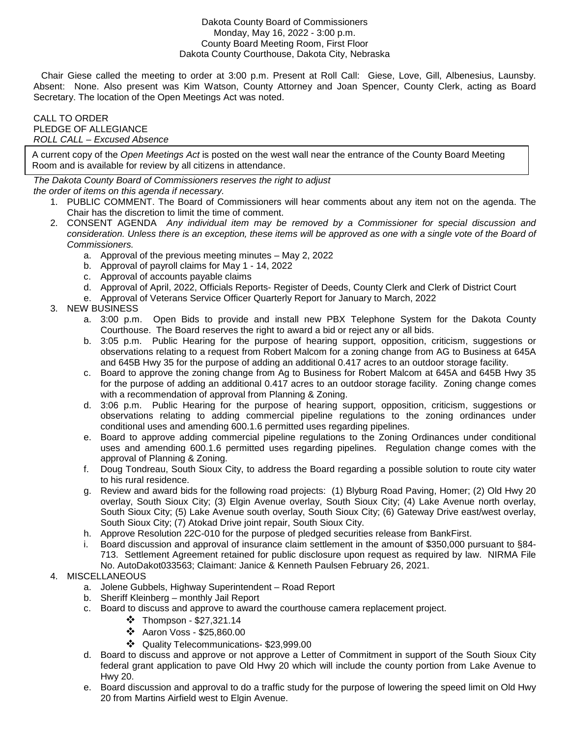Dakota County Board of Commissioners
Monday, May 16, 2022 - 3:00 p.m.
County Board Meeting Room, First Floor
Dakota County Courthouse, Dakota City, Nebraska

Chair Giese called the meeting to order at 3:00 p.m. Present at Roll Call: Giese, Love, Gill, Albenesius, Launsby. Absent: None. Also present was Kim Watson, County Attorney and Joan Spencer, County Clerk, acting as Board Secretary. The location of the Open Meetings Act was noted.

CALL TO ORDER
PLEDGE OF ALLEGIANCE
*ROLL CALL – Excused Absence*

A current copy of the *Open Meetings Act* is posted on the west wall near the entrance of the County Board Meeting Room and is available for review by all citizens in attendance.

*The Dakota County Board of Commissioners reserves the right to adjust the order of items on this agenda if necessary.*

1. PUBLIC COMMENT. The Board of Commissioners will hear comments about any item not on the agenda. The Chair has the discretion to limit the time of comment.
2. CONSENT AGENDA *Any individual item may be removed by a Commissioner for special discussion and consideration. Unless there is an exception, these items will be approved as one with a single vote of the Board of Commissioners.*
   a. Approval of the previous meeting minutes – May 2, 2022
   b. Approval of payroll claims for May 1 - 14, 2022
   c. Approval of accounts payable claims
   d. Approval of April, 2022, Officials Reports- Register of Deeds, County Clerk and Clerk of District Court
   e. Approval of Veterans Service Officer Quarterly Report for January to March, 2022
3. NEW BUSINESS
   a. 3:00 p.m. Open Bids to provide and install new PBX Telephone System for the Dakota County Courthouse. The Board reserves the right to award a bid or reject any or all bids.
   b. 3:05 p.m. Public Hearing for the purpose of hearing support, opposition, criticism, suggestions or observations relating to a request from Robert Malcom for a zoning change from AG to Business at 645A and 645B Hwy 35 for the purpose of adding an additional 0.417 acres to an outdoor storage facility.
   c. Board to approve the zoning change from Ag to Business for Robert Malcom at 645A and 645B Hwy 35 for the purpose of adding an additional 0.417 acres to an outdoor storage facility. Zoning change comes with a recommendation of approval from Planning & Zoning.
   d. 3:06 p.m. Public Hearing for the purpose of hearing support, opposition, criticism, suggestions or observations relating to adding commercial pipeline regulations to the zoning ordinances under conditional uses and amending 600.1.6 permitted uses regarding pipelines.
   e. Board to approve adding commercial pipeline regulations to the Zoning Ordinances under conditional uses and amending 600.1.6 permitted uses regarding pipelines. Regulation change comes with the approval of Planning & Zoning.
   f. Doug Tondreau, South Sioux City, to address the Board regarding a possible solution to route city water to his rural residence.
   g. Review and award bids for the following road projects: (1) Blyburg Road Paving, Homer; (2) Old Hwy 20 overlay, South Sioux City; (3) Elgin Avenue overlay, South Sioux City; (4) Lake Avenue north overlay, South Sioux City; (5) Lake Avenue south overlay, South Sioux City; (6) Gateway Drive east/west overlay, South Sioux City; (7) Atokad Drive joint repair, South Sioux City.
   h. Approve Resolution 22C-010 for the purpose of pledged securities release from BankFirst.
   i. Board discussion and approval of insurance claim settlement in the amount of $350,000 pursuant to §84-713. Settlement Agreement retained for public disclosure upon request as required by law. NIRMA File No. AutoDakot033563; Claimant: Janice & Kenneth Paulsen February 26, 2021.
4. MISCELLANEOUS
   a. Jolene Gubbels, Highway Superintendent – Road Report
   b. Sheriff Kleinberg – monthly Jail Report
   c. Board to discuss and approve to award the courthouse camera replacement project.
      - Thompson - $27,321.14
      - Aaron Voss - $25,860.00
      - Quality Telecommunications- $23,999.00
   d. Board to discuss and approve or not approve a Letter of Commitment in support of the South Sioux City federal grant application to pave Old Hwy 20 which will include the county portion from Lake Avenue to Hwy 20.
   e. Board discussion and approval to do a traffic study for the purpose of lowering the speed limit on Old Hwy 20 from Martins Airfield west to Elgin Avenue.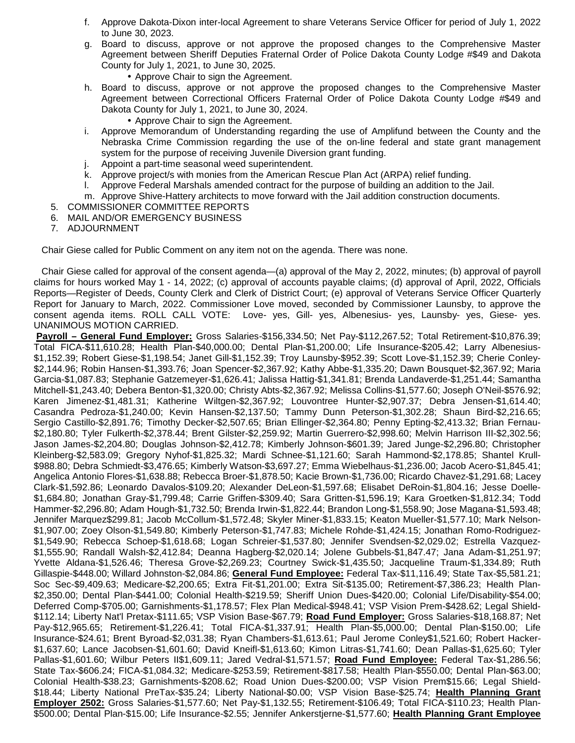f. Approve Dakota-Dixon inter-local Agreement to share Veterans Service Officer for period of July 1, 2022 to June 30, 2023.
g. Board to discuss, approve or not approve the proposed changes to the Comprehensive Master Agreement between Sheriff Deputies Fraternal Order of Police Dakota County Lodge #$49 and Dakota County for July 1, 2021, to June 30, 2025.
    - Approve Chair to sign the Agreement.
h. Board to discuss, approve or not approve the proposed changes to the Comprehensive Master Agreement between Correctional Officers Fraternal Order of Police Dakota County Lodge #$49 and Dakota County for July 1, 2021, to June 30, 2024.
    - Approve Chair to sign the Agreement.
i. Approve Memorandum of Understanding regarding the use of Amplifund between the County and the Nebraska Crime Commission regarding the use of the on-line federal and state grant management system for the purpose of receiving Juvenile Diversion grant funding.
j. Appoint a part-time seasonal weed superintendent.
k. Approve project/s with monies from the American Rescue Plan Act (ARPA) relief funding.
l. Approve Federal Marshals amended contract for the purpose of building an addition to the Jail.
m. Approve Shive-Hattery architects to move forward with the Jail addition construction documents.

5. COMMISSIONER COMMITTEE REPORTS
6. MAIL AND/OR EMERGENCY BUSINESS
7. ADJOURNMENT

Chair Giese called for Public Comment on any item not on the agenda. There was none.

Chair Giese called for approval of the consent agenda—(a) approval of the May 2, 2022, minutes; (b) approval of payroll claims for hours worked May 1 - 14, 2022; (c) approval of accounts payable claims; (d) approval of April, 2022, Officials Reports—Register of Deeds, County Clerk and Clerk of District Court; (e) approval of Veterans Service Officer Quarterly Report for January to March, 2022. Commissioner Love moved, seconded by Commissioner Launsby, to approve the consent agenda items. ROLL CALL VOTE: Love- yes, Gill- yes, Albenesius- yes, Launsby- yes, Giese- yes. UNANIMOUS MOTION CARRIED.

**Payroll – General Fund Employer:** Gross Salaries-$156,334.50; Net Pay-$112,267.52; Total Retirement-$10,876.39; Total FICA-$11,610.28; Health Plan-$40,000.00; Dental Plan-$1,200.00; Life Insurance-$205.42; Larry Albenesius-$1,152.39; Robert Giese-$1,198.54; Janet Gill-$1,152.39; Troy Launsby-$952.39; Scott Love-$1,152.39; Cherie Conley-$2,144.96; Robin Hansen-$1,393.76; Joan Spencer-$2,367.92; Kathy Abbe-$1,335.20; Dawn Bousquet-$2,367.92; Maria Garcia-$1,087.83; Stephanie Gatzemeyer-$1,626.41; Jalissa Hattig-$1,341.81; Brenda Landaverde-$1,251.44; Samantha Mitchell-$1,243.40; Debera Benton-$1,320.00; Christy Abts-$2,367.92; Melissa Collins-$1,577.60; Joseph O'Neil-$576.92; Karen Jimenez-$1,481.31; Katherine Wiltgen-$2,367.92; Louvontree Hunter-$2,907.37; Debra Jensen-$1,614.40; Casandra Pedroza-$1,240.00; Kevin Hansen-$2,137.50; Tammy Dunn Peterson-$1,302.28; Shaun Bird-$2,216.65; Sergio Castillo-$2,891.76; Timothy Decker-$2,507.65; Brian Ellinger-$2,364.80; Penny Epting-$2,413.32; Brian Fernau-$2,180.80; Tyler Fulkerth-$2,378.44; Brent Gilster-$2,259.92; Martin Guerrero-$2,998.60; Melvin Harrison III-$2,302.56; Jason James-$2,204.80; Douglas Johnson-$2,412.78; Kimberly Johnson-$601.39; Jared Junge-$2,296.80; Christopher Kleinberg-$2,583.09; Gregory Nyhof-$1,825.32; Mardi Schnee-$1,121.60; Sarah Hammond-$2,178.85; Shantel Krull-$988.80; Debra Schmiedt-$3,476.65; Kimberly Watson-$3,697.27; Emma Wiebelhaus-$1,236.00; Jacob Acero-$1,845.41; Angelica Antonio Flores-$1,638.88; Rebecca Broer-$1,878.50; Kacie Brown-$1,736.00; Ricardo Chavez-$1,291.68; Lacey Clark-$1,592.86; Leonardo Davalos-$109.20; Alexander DeLeon-$1,597.68; Elisabet DeRoin-$1,804.16; Jesse Doelle-$1,684.80; Jonathan Gray-$1,799.48; Carrie Griffen-$309.40; Sara Gritten-$1,596.19; Kara Groetken-$1,812.34; Todd Hammer-$2,296.80; Adam Hough-$1,732.50; Brenda Irwin-$1,822.44; Brandon Long-$1,558.90; Jose Magana-$1,593.48; Jennifer Marquez$299.81; Jacob McCollum-$1,572.48; Skyler Miner-$1,833.15; Keaton Mueller-$1,577.10; Mark Nelson-$1,907.00; Zoey Olson-$1,549.80; Kimberly Peterson-$1,747.83; Michele Rohde-$1,424.15; Jonathan Romo-Rodriguez-$1,549.90; Rebecca Schoep-$1,618.68; Logan Schreier-$1,537.80; Jennifer Svendsen-$2,029.02; Estrella Vazquez-$1,555.90; Randall Walsh-$2,412.84; Deanna Hagberg-$2,020.14; Jolene Gubbels-$1,847.47; Jana Adam-$1,251.97; Yvette Aldana-$1,526.46; Theresa Grove-$2,269.23; Courtney Swick-$1,435.50; Jacqueline Traum-$1,334.89; Ruth Gillaspie-$448.00; Willard Johnston-$2,084.86; **General Fund Employee:** Federal Tax-$11,116.49; State Tax-$5,581.21; Soc Sec-$9,409.63; Medicare-$2,200.65; Extra Fit-$1,201.00; Extra Sit-$135.00; Retirement-$7,386.23; Health Plan-$2,350.00; Dental Plan-$441.00; Colonial Health-$219.59; Sheriff Union Dues-$420.00; Colonial Life/Disability-$54.00; Deferred Comp-$705.00; Garnishments-$1,178.57; Flex Plan Medical-$948.41; VSP Vision Prem-$428.62; Legal Shield-$112.14; Liberty Nat'l Pretax-$111.65; VSP Vision Base-$67.79; **Road Fund Employer:** Gross Salaries-$18,168.87; Net Pay-$12,965.65; Retirement-$1,226.41; Total FICA-$1,337.91; Health Plan-$5,000.00; Dental Plan-$150.00; Life Insurance-$24.61; Brent Byroad-$2,031.38; Ryan Chambers-$1,613.61; Paul Jerome Conley$1,521.60; Robert Hacker-$1,637.60; Lance Jacobsen-$1,601.60; David Kneifl-$1,613.60; Kimon Litras-$1,741.60; Dean Pallas-$1,625.60; Tyler Pallas-$1,601.60; Wilbur Peters II$1,609.11; Jared Vedral-$1,571.57; **Road Fund Employee:** Federal Tax-$1,286.56; State Tax-$606.24; FICA-$1,084.32; Medicare-$253.59; Retirement-$817.58; Health Plan-$550.00; Dental Plan-$63.00; Colonial Health-$38.23; Garnishments-$208.62; Road Union Dues-$200.00; VSP Vision Prem$15.66; Legal Shield-$18.44; Liberty National PreTax-$35.24; Liberty National-$0.00; VSP Vision Base-$25.74; **Health Planning Grant Employer 2502:** Gross Salaries-$1,577.60; Net Pay-$1,132.55; Retirement-$106.49; Total FICA-$110.23; Health Plan-$500.00; Dental Plan-$15.00; Life Insurance-$2.55; Jennifer Ankerstjerne-$1,577.60; **Health Planning Grant Employee**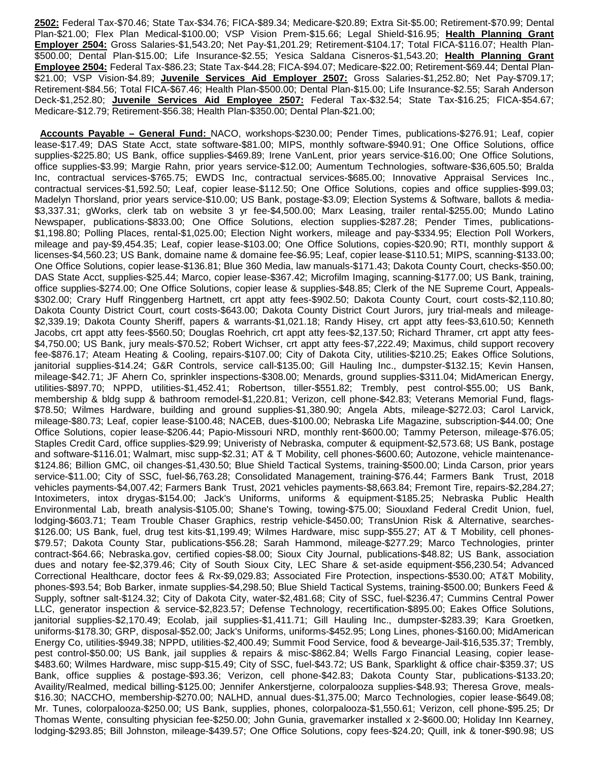**2502:** Federal Tax-$70.46; State Tax-$34.76; FICA-$89.34; Medicare-$20.89; Extra Sit-$5.00; Retirement-$70.99; Dental Plan-$21.00; Flex Plan Medical-$100.00; VSP Vision Prem-$15.66; Legal Shield-$16.95; **Health Planning Grant Employer 2504:** Gross Salaries-$1,543.20; Net Pay-$1,201.29; Retirement-$104.17; Total FICA-$116.07; Health Plan-$500.00; Dental Plan-$15.00; Life Insurance-$2.55; Yesica Saldana Cisneros-$1,543.20; **Health Planning Grant Employee 2504:** Federal Tax-$86.23; State Tax-$44.28; FICA-$94.07; Medicare-$22.00; Retirement-$69.44; Dental Plan-$21.00; VSP Vision-$4.89; **Juvenile Services Aid Employer 2507:** Gross Salaries-$1,252.80; Net Pay-$709.17; Retirement-$84.56; Total FICA-$67.46; Health Plan-$500.00; Dental Plan-$15.00; Life Insurance-$2.55; Sarah Anderson Deck-$1,252.80; **Juvenile Services Aid Employee 2507:** Federal Tax-$32.54; State Tax-$16.25; FICA-$54.67; Medicare-$12.79; Retirement-$56.38; Health Plan-$350.00; Dental Plan-$21.00;

**Accounts Payable – General Fund:** NACO, workshops-$230.00; Pender Times, publications-$276.91; Leaf, copier lease-$17.49; DAS State Acct, state software-$81.00; MIPS, monthly software-$940.91; One Office Solutions, office supplies-$225.80; US Bank, office supplies-$469.89; Irene VanLent, prior years service-$16.00; One Office Solutions, office supplies-$3.99; Margie Rahn, prior years service-$12.00; Aumentum Technologies, software-$36,605.50; Bralda Inc, contractual services-$765.75; EWDS Inc, contractual services-$685.00; Innovative Appraisal Services Inc., contractual services-$1,592.50; Leaf, copier lease-$112.50; One Office Solutions, copies and office supplies-$99.03; Madelyn Thorsland, prior years service-$10.00; US Bank, postage-$3.09; Election Systems & Software, ballots & media-$3,337.31; gWorks, clerk tab on website 3 yr fee-$4,500.00; Marx Leasing, trailer rental-$255.00; Mundo Latino Newspaper, publications-$833.00; One Office Solutions, election supplies-$287.28; Pender Times, publications-$1,198.80; Polling Places, rental-$1,025.00; Election Night workers, mileage and pay-$334.95; Election Poll Workers, mileage and pay-$9,454.35; Leaf, copier lease-$103.00; One Office Solutions, copies-$20.90; RTI, monthly support & licenses-$4,560.23; US Bank, domaine name & domaine fee-$6.95; Leaf, copier lease-$110.51; MIPS, scanning-$133.00; One Office Solutions, copier lease-$136.81; Blue 360 Media, law manuals-$171.43; Dakota County Court, checks-$50.00; DAS State Acct, supplies-$25.44; Marco, copier lease-$367.42; Microfilm Imaging, scanning-$177.00; US Bank, training, office supplies-$274.00; One Office Solutions, copier lease & supplies-$48.85; Clerk of the NE Supreme Court, Appeals-$302.00; Crary Huff Ringgenberg Hartnett, crt appt atty fees-$902.50; Dakota County Court, court costs-$2,110.80; Dakota County District Court, court costs-$643.00; Dakota County District Court Jurors, jury trial-meals and mileage-$2,339.19; Dakota County Sheriff, papers & warrants-$1,021.18; Randy Hisey, crt appt atty fees-$3,610.50; Kenneth Jacobs, crt appt atty fees-$560.50; Douglas Roehrich, crt appt atty fees-$2,137.50; Richard Thramer, crt appt atty fees-$4,750.00; US Bank, jury meals-$70.52; Robert Wichser, crt appt atty fees-$7,222.49; Maximus, child support recovery fee-$876.17; Ateam Heating & Cooling, repairs-$107.00; City of Dakota City, utilities-$210.25; Eakes Office Solutions, janitorial supplies-$14.24; G&R Controls, service call-$135.00; Gill Hauling Inc., dumpster-$132.15; Kevin Hansen, mileage-$42.71; JF Ahern Co, sprinkler inspections-$308.00; Menards, ground supplies-$311.04; MidAmerican Energy, utilities-$897.70; NPPD, utilities-$1,452.41; Robertson, tiller-$551.82; Trembly, pest control-$55.00; US Bank, membership & bldg supp & bathroom remodel-$1,220.81; Verizon, cell phone-$42.83; Veterans Memorial Fund, flags-$78.50; Wilmes Hardware, building and ground supplies-$1,380.90; Angela Abts, mileage-$272.03; Carol Larvick, mileage-$80.73; Leaf, copier lease-$100.48; NACEB, dues-$100.00; Nebraska Life Magazine, subscription-$44.00; One Office Solutions, copier lease-$206.44; Papio-Missouri NRD, monthly rent-$600.00; Tammy Peterson, mileage-$76.05; Staples Credit Card, office supplies-$29.99; Univeristy of Nebraska, computer & equipment-$2,573.68; US Bank, postage and software-$116.01; Walmart, misc supp-$2.31; AT & T Mobility, cell phones-$600.60; Autozone, vehicle maintenance-$124.86; Billion GMC, oil changes-$1,430.50; Blue Shield Tactical Systems, training-$500.00; Linda Carson, prior years service-$11.00; City of SSC, fuel-$6,763.28; Consolidated Management, training-$76.44; Farmers Bank Trust, 2018 vehicles payments-$4,007.42; Farmers Bank Trust, 2021 vehicles payments-$8,663.84; Fremont Tire, repairs-$2,284.27; Intoximeters, intox drygas-$154.00; Jack's Uniforms, uniforms & equipment-$185.25; Nebraska Public Health Environmental Lab, breath analysis-$105.00; Shane's Towing, towing-$75.00; Siouxland Federal Credit Union, fuel, lodging-$603.71; Team Trouble Chaser Graphics, restrip vehicle-$450.00; TransUnion Risk & Alternative, searches-$126.00; US Bank, fuel, drug test kits-$1,199.49; Wilmes Hardware, misc supp-$55.27; AT & T Mobility, cell phones-$79.57; Dakota County Star, publications-$56.28; Sarah Hammond, mileage-$277.29; Marco Technologies, printer contract-$64.66; Nebraska.gov, certified copies-$8.00; Sioux City Journal, publications-$48.82; US Bank, association dues and notary fee-$2,379.46; City of South Sioux City, LEC Share & set-aside equipment-$56,230.54; Advanced Correctional Healthcare, doctor fees & Rx-$9,029.83; Associated Fire Protection, inspections-$530.00; AT&T Mobility, phones-$93.54; Bob Barker, inmate supplies-$4,298.50; Blue Shield Tactical Systems, training-$500.00; Bunkers Feed & Supply, softner salt-$124.32; City of Dakota City, water-$2,481.68; City of SSC, fuel-$236.47; Cummins Central Power LLC, generator inspection & service-$2,823.57; Defense Technology, recertification-$895.00; Eakes Office Solutions, janitorial supplies-$2,170.49; Ecolab, jail supplies-$1,411.71; Gill Hauling Inc., dumpster-$283.39; Kara Groetken, uniforms-$178.30; GRP, disposal-$52.00; Jack's Uniforms, uniforms-$452.95; Long Lines, phones-$160.00; MidAmerican Energy Co, utilities-$949.38; NPPD, utilities-$2,400.49; Summit Food Service, food & bevearge-Jail-$16,535.37; Trembly, pest control-$50.00; US Bank, jail supplies & repairs & misc-$862.84; Wells Fargo Financial Leasing, copier lease-$483.60; Wilmes Hardware, misc supp-$15.49; City of SSC, fuel-$43.72; US Bank, Sparklight & office chair-$359.37; US Bank, office supplies & postage-$93.36; Verizon, cell phone-$42.83; Dakota County Star, publications-$133.20; Availity/Realmed, medical billing-$125.00; Jennifer Ankerstjerne, colorpalooza supplies-$48.93; Theresa Grove, meals-$16.30; NACCHO, membership-$270.00; NALHD, annual dues-$1,375.00; Marco Technologies, copier lease-$649.08; Mr. Tunes, colorpalooza-$250.00; US Bank, supplies, phones, colorpalooza-$1,550.61; Verizon, cell phone-$95.25; Dr Thomas Wente, consulting physician fee-$250.00; John Gunia, gravemarker installed x 2-$600.00; Holiday Inn Kearney, lodging-$293.85; Bill Johnston, mileage-$439.57; One Office Solutions, copy fees-$24.20; Quill, ink & toner-$90.98; US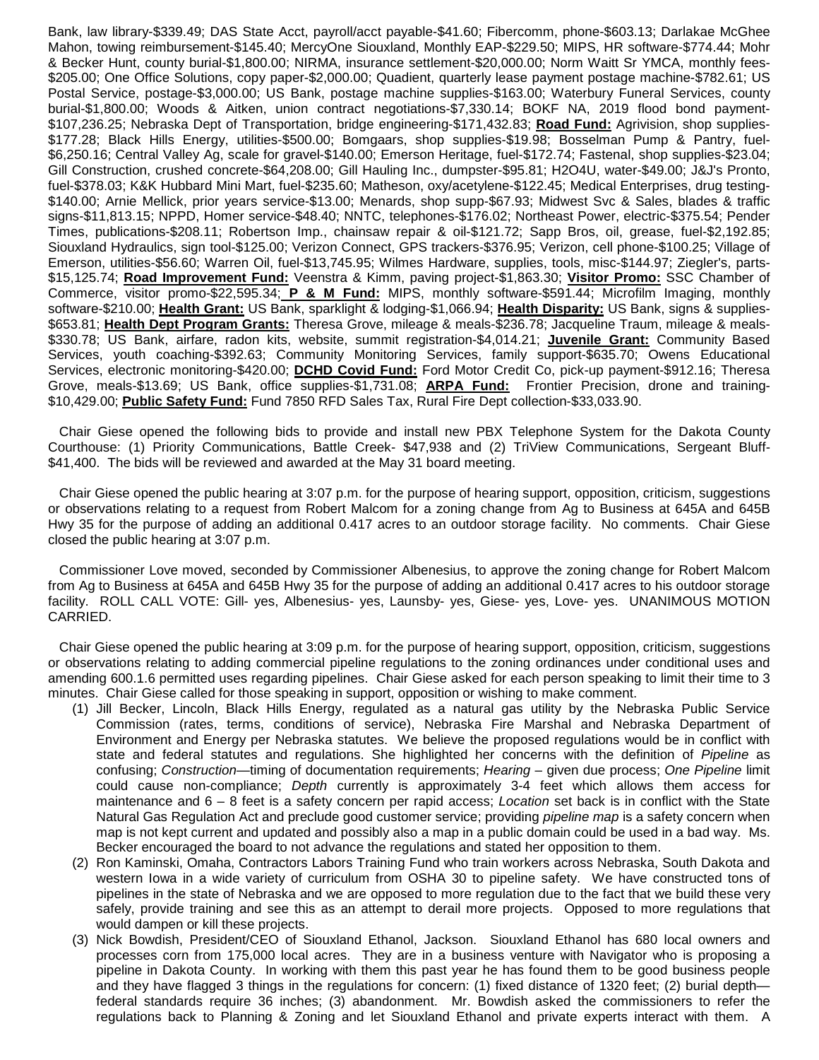Bank, law library-$339.49; DAS State Acct, payroll/acct payable-$41.60; Fibercomm, phone-$603.13; Darlakae McGhee Mahon, towing reimbursement-$145.40; MercyOne Siouxland, Monthly EAP-$229.50; MIPS, HR software-$774.44; Mohr & Becker Hunt, county burial-$1,800.00; NIRMA, insurance settlement-$20,000.00; Norm Waitt Sr YMCA, monthly fees-$205.00; One Office Solutions, copy paper-$2,000.00; Quadient, quarterly lease payment postage machine-$782.61; US Postal Service, postage-$3,000.00; US Bank, postage machine supplies-$163.00; Waterbury Funeral Services, county burial-$1,800.00; Woods & Aitken, union contract negotiations-$7,330.14; BOKF NA, 2019 flood bond payment-$107,236.25; Nebraska Dept of Transportation, bridge engineering-$171,432.83; **Road Fund:** Agrivision, shop supplies-$177.28; Black Hills Energy, utilities-$500.00; Bomgaars, shop supplies-$19.98; Bosselman Pump & Pantry, fuel-$6,250.16; Central Valley Ag, scale for gravel-$140.00; Emerson Heritage, fuel-$172.74; Fastenal, shop supplies-$23.04; Gill Construction, crushed concrete-$64,208.00; Gill Hauling Inc., dumpster-$95.81; H2O4U, water-$49.00; J&J's Pronto, fuel-$378.03; K&K Hubbard Mini Mart, fuel-$235.60; Matheson, oxy/acetylene-$122.45; Medical Enterprises, drug testing-$140.00; Arnie Mellick, prior years service-$13.00; Menards, shop supp-$67.93; Midwest Svc & Sales, blades & traffic signs-$11,813.15; NPPD, Homer service-$48.40; NNTC, telephones-$176.02; Northeast Power, electric-$375.54; Pender Times, publications-$208.11; Robertson Imp., chainsaw repair & oil-$121.72; Sapp Bros, oil, grease, fuel-$2,192.85; Siouxland Hydraulics, sign tool-$125.00; Verizon Connect, GPS trackers-$376.95; Verizon, cell phone-$100.25; Village of Emerson, utilities-$56.60; Warren Oil, fuel-$13,745.95; Wilmes Hardware, supplies, tools, misc-$144.97; Ziegler's, parts-$15,125.74; **Road Improvement Fund:** Veenstra & Kimm, paving project-$1,863.30; **Visitor Promo:** SSC Chamber of Commerce, visitor promo-$22,595.34; **P & M Fund:** MIPS, monthly software-$591.44; Microfilm Imaging, monthly software-$210.00; **Health Grant:** US Bank, sparklight & lodging-$1,066.94; **Health Disparity:** US Bank, signs & supplies-$653.81; **Health Dept Program Grants:** Theresa Grove, mileage & meals-$236.78; Jacqueline Traum, mileage & meals-$330.78; US Bank, airfare, radon kits, website, summit registration-$4,014.21; **Juvenile Grant:** Community Based Services, youth coaching-$392.63; Community Monitoring Services, family support-$635.70; Owens Educational Services, electronic monitoring-$420.00; **DCHD Covid Fund:** Ford Motor Credit Co, pick-up payment-$912.16; Theresa Grove, meals-$13.69; US Bank, office supplies-$1,731.08; **ARPA Fund:** Frontier Precision, drone and training-$10,429.00; **Public Safety Fund:** Fund 7850 RFD Sales Tax, Rural Fire Dept collection-$33,033.90.

Chair Giese opened the following bids to provide and install new PBX Telephone System for the Dakota County Courthouse: (1) Priority Communications, Battle Creek- $47,938 and (2) TriView Communications, Sergeant Bluff- $41,400. The bids will be reviewed and awarded at the May 31 board meeting.

Chair Giese opened the public hearing at 3:07 p.m. for the purpose of hearing support, opposition, criticism, suggestions or observations relating to a request from Robert Malcom for a zoning change from Ag to Business at 645A and 645B Hwy 35 for the purpose of adding an additional 0.417 acres to an outdoor storage facility. No comments. Chair Giese closed the public hearing at 3:07 p.m.

Commissioner Love moved, seconded by Commissioner Albenesius, to approve the zoning change for Robert Malcom from Ag to Business at 645A and 645B Hwy 35 for the purpose of adding an additional 0.417 acres to his outdoor storage facility. ROLL CALL VOTE: Gill- yes, Albenesius- yes, Launsby- yes, Giese- yes, Love- yes. UNANIMOUS MOTION CARRIED.

Chair Giese opened the public hearing at 3:09 p.m. for the purpose of hearing support, opposition, criticism, suggestions or observations relating to adding commercial pipeline regulations to the zoning ordinances under conditional uses and amending 600.1.6 permitted uses regarding pipelines. Chair Giese asked for each person speaking to limit their time to 3 minutes. Chair Giese called for those speaking in support, opposition or wishing to make comment.

(1) Jill Becker, Lincoln, Black Hills Energy, regulated as a natural gas utility by the Nebraska Public Service Commission (rates, terms, conditions of service), Nebraska Fire Marshal and Nebraska Department of Environment and Energy per Nebraska statutes. We believe the proposed regulations would be in conflict with state and federal statutes and regulations. She highlighted her concerns with the definition of *Pipeline* as confusing; *Construction*—timing of documentation requirements; *Hearing* – given due process; *One Pipeline* limit could cause non-compliance; *Depth* currently is approximately 3-4 feet which allows them access for maintenance and 6 – 8 feet is a safety concern per rapid access; *Location* set back is in conflict with the State Natural Gas Regulation Act and preclude good customer service; providing *pipeline map* is a safety concern when map is not kept current and updated and possibly also a map in a public domain could be used in a bad way. Ms. Becker encouraged the board to not advance the regulations and stated her opposition to them.

(2) Ron Kaminski, Omaha, Contractors Labors Training Fund who train workers across Nebraska, South Dakota and western Iowa in a wide variety of curriculum from OSHA 30 to pipeline safety. We have constructed tons of pipelines in the state of Nebraska and we are opposed to more regulation due to the fact that we build these very safely, provide training and see this as an attempt to derail more projects. Opposed to more regulations that would dampen or kill these projects.

(3) Nick Bowdish, President/CEO of Siouxland Ethanol, Jackson. Siouxland Ethanol has 680 local owners and processes corn from 175,000 local acres. They are in a business venture with Navigator who is proposing a pipeline in Dakota County. In working with them this past year he has found them to be good business people and they have flagged 3 things in the regulations for concern: (1) fixed distance of 1320 feet; (2) burial depth—federal standards require 36 inches; (3) abandonment. Mr. Bowdish asked the commissioners to refer the regulations back to Planning & Zoning and let Siouxland Ethanol and private experts interact with them. A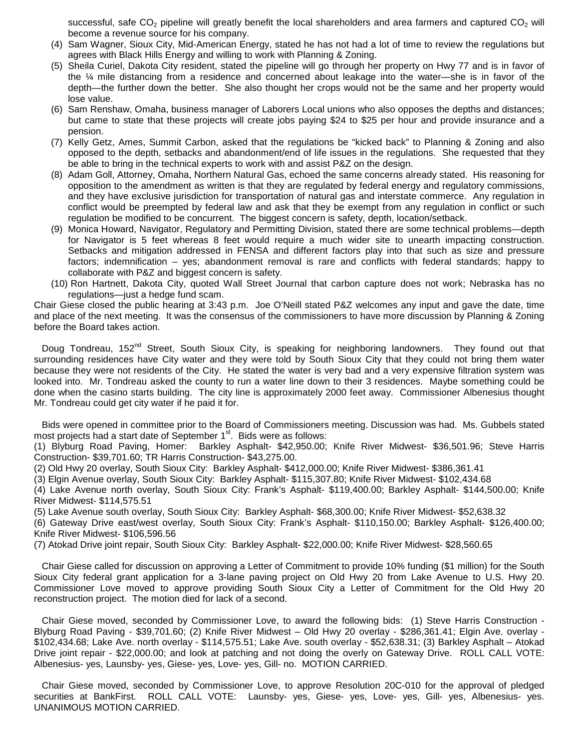successful, safe $CO_2$ pipeline will greatly benefit the local shareholders and area farmers and captured $CO_2$ will become a revenue source for his company.

(4) Sam Wagner, Sioux City, Mid-American Energy, stated he has not had a lot of time to review the regulations but agrees with Black Hills Energy and willing to work with Planning & Zoning.

(5) Sheila Curiel, Dakota City resident, stated the pipeline will go through her property on Hwy 77 and is in favor of the ¼ mile distancing from a residence and concerned about leakage into the water—she is in favor of the depth—the further down the better. She also thought her crops would not be the same and her property would lose value.

(6) Sam Renshaw, Omaha, business manager of Laborers Local unions who also opposes the depths and distances; but came to state that these projects will create jobs paying \$24 to \$25 per hour and provide insurance and a pension.

(7) Kelly Getz, Ames, Summit Carbon, asked that the regulations be "kicked back" to Planning & Zoning and also opposed to the depth, setbacks and abandonment/end of life issues in the regulations. She requested that they be able to bring in the technical experts to work with and assist P&Z on the design.

(8) Adam Goll, Attorney, Omaha, Northern Natural Gas, echoed the same concerns already stated. His reasoning for opposition to the amendment as written is that they are regulated by federal energy and regulatory commissions, and they have exclusive jurisdiction for transportation of natural gas and interstate commerce. Any regulation in conflict would be preempted by federal law and ask that they be exempt from any regulation in conflict or such regulation be modified to be concurrent. The biggest concern is safety, depth, location/setback.

(9) Monica Howard, Navigator, Regulatory and Permitting Division, stated there are some technical problems—depth for Navigator is 5 feet whereas 8 feet would require a much wider site to unearth impacting construction. Setbacks and mitigation addressed in FENSA and different factors play into that such as size and pressure factors; indemnification – yes; abandonment removal is rare and conflicts with federal standards; happy to collaborate with P&Z and biggest concern is safety.

(10) Ron Hartnett, Dakota City, quoted Wall Street Journal that carbon capture does not work; Nebraska has no regulations—just a hedge fund scam.

Chair Giese closed the public hearing at 3:43 p.m. Joe O'Neill stated P&Z welcomes any input and gave the date, time and place of the next meeting. It was the consensus of the commissioners to have more discussion by Planning & Zoning before the Board takes action.

Doug Tondreau, 152nd Street, South Sioux City, is speaking for neighboring landowners. They found out that surrounding residences have City water and they were told by South Sioux City that they could not bring them water because they were not residents of the City. He stated the water is very bad and a very expensive filtration system was looked into. Mr. Tondreau asked the county to run a water line down to their 3 residences. Maybe something could be done when the casino starts building. The city line is approximately 2000 feet away. Commissioner Albenesius thought Mr. Tondreau could get city water if he paid it for.

Bids were opened in committee prior to the Board of Commissioners meeting. Discussion was had. Ms. Gubbels stated most projects had a start date of September 1st. Bids were as follows:

(1) Blyburg Road Paving, Homer: Barkley Asphalt- \$42,950.00; Knife River Midwest- \$36,501.96; Steve Harris Construction- \$39,701.60; TR Harris Construction- \$43,275.00.

(2) Old Hwy 20 overlay, South Sioux City: Barkley Asphalt- \$412,000.00; Knife River Midwest- \$386,361.41

(3) Elgin Avenue overlay, South Sioux City: Barkley Asphalt- \$115,307.80; Knife River Midwest- \$102,434.68

(4) Lake Avenue north overlay, South Sioux City: Frank's Asphalt- \$119,400.00; Barkley Asphalt- \$144,500.00; Knife River Midwest- \$114,575.51

(5) Lake Avenue south overlay, South Sioux City: Barkley Asphalt- \$68,300.00; Knife River Midwest- \$52,638.32

(6) Gateway Drive east/west overlay, South Sioux City: Frank's Asphalt- \$110,150.00; Barkley Asphalt- \$126,400.00; Knife River Midwest- \$106,596.56

(7) Atokad Drive joint repair, South Sioux City: Barkley Asphalt- \$22,000.00; Knife River Midwest- \$28,560.65

Chair Giese called for discussion on approving a Letter of Commitment to provide 10% funding (\$1 million) for the South Sioux City federal grant application for a 3-lane paving project on Old Hwy 20 from Lake Avenue to U.S. Hwy 20. Commissioner Love moved to approve providing South Sioux City a Letter of Commitment for the Old Hwy 20 reconstruction project. The motion died for lack of a second.

Chair Giese moved, seconded by Commissioner Love, to award the following bids: (1) Steve Harris Construction - Blyburg Road Paving - \$39,701.60; (2) Knife River Midwest – Old Hwy 20 overlay - \$286,361.41; Elgin Ave. overlay - \$102,434.68; Lake Ave. north overlay - \$114,575.51; Lake Ave. south overlay - \$52,638.31; (3) Barkley Asphalt – Atokad Drive joint repair - \$22,000.00; and look at patching and not doing the overly on Gateway Drive. ROLL CALL VOTE: Albenesius- yes, Launsby- yes, Giese- yes, Love- yes, Gill- no. MOTION CARRIED.

Chair Giese moved, seconded by Commissioner Love, to approve Resolution 20C-010 for the approval of pledged securities at BankFirst. ROLL CALL VOTE: Launsby- yes, Giese- yes, Love- yes, Gill- yes, Albenesius- yes. UNANIMOUS MOTION CARRIED.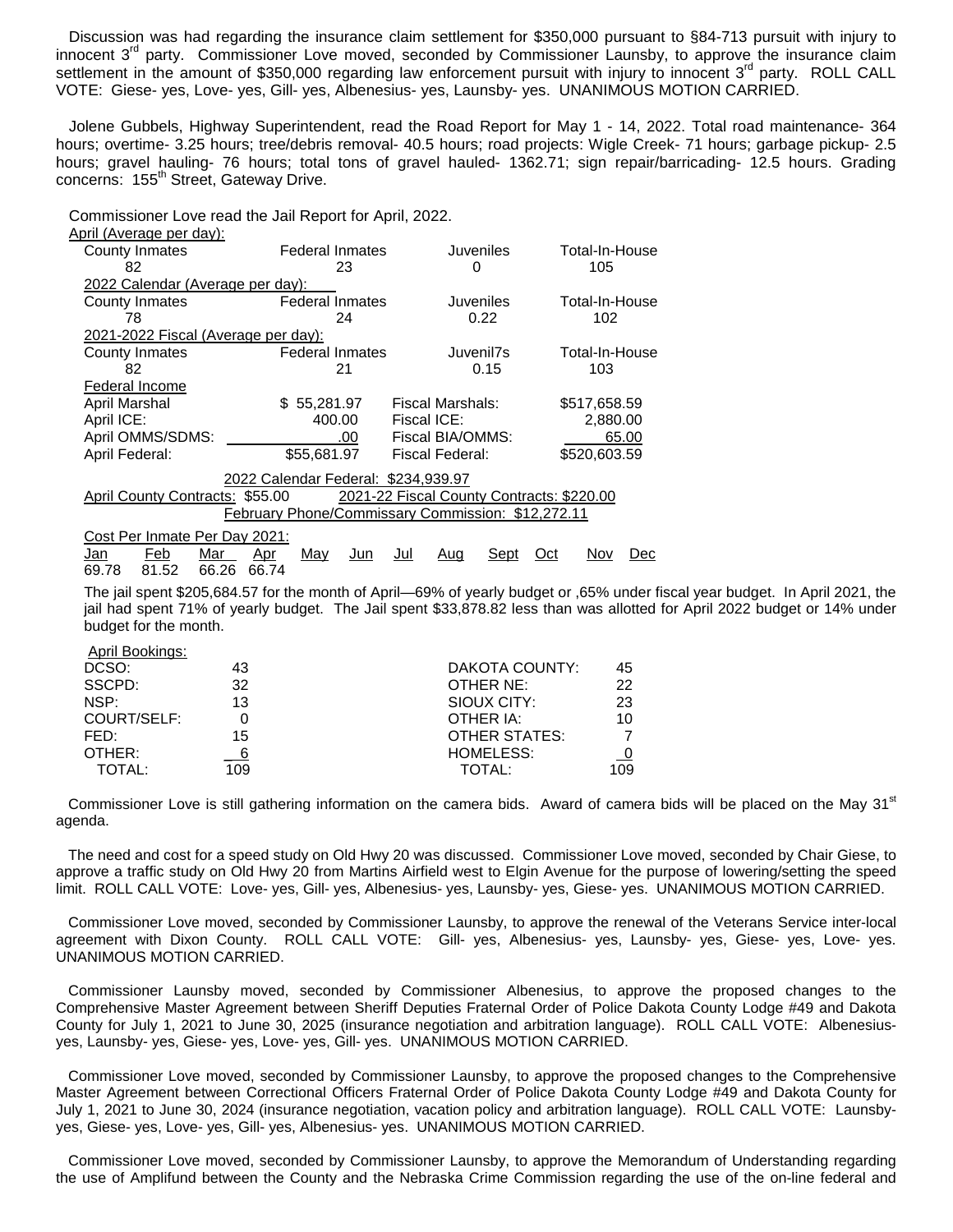Discussion was had regarding the insurance claim settlement for $350,000 pursuant to §84-713 pursuit with injury to innocent 3rd party. Commissioner Love moved, seconded by Commissioner Launsby, to approve the insurance claim settlement in the amount of $350,000 regarding law enforcement pursuit with injury to innocent 3rd party. ROLL CALL VOTE: Giese- yes, Love- yes, Gill- yes, Albenesius- yes, Launsby- yes. UNANIMOUS MOTION CARRIED.

Jolene Gubbels, Highway Superintendent, read the Road Report for May 1 - 14, 2022. Total road maintenance- 364 hours; overtime- 3.25 hours; tree/debris removal- 40.5 hours; road projects: Wigle Creek- 71 hours; garbage pickup- 2.5 hours; gravel hauling- 76 hours; total tons of gravel hauled- 1362.71; sign repair/barricading- 12.5 hours. Grading concerns: 155th Street, Gateway Drive.

Commissioner Love read the Jail Report for April, 2022.

April (Average per day):

| County Inmates | Federal Inmates | Juveniles | Total-In-House |
|---|---|---|---|
| 82 | 23 | 0 | 105 |

2022 Calendar (Average per day):

| County Inmates | Federal Inmates | Juveniles | Total-In-House |
|---|---|---|---|
| 78 | 24 | 0.22 | 102 |

2021-2022 Fiscal (Average per day):

| County Inmates | Federal Inmates | Juvenil7s | Total-In-House |
|---|---|---|---|
| 82 | 21 | 0.15 | 103 |

Federal Income

| | | | |
|---|---|---|---|
| April Marshal | $ 55,281.97 | Fiscal Marshals: | $517,658.59 |
| April ICE: | 400.00 | Fiscal ICE: | 2,880.00 |
| April OMMS/SDMS: | .00 | Fiscal BIA/OMMS: | 65.00 |
| April Federal: | $55,681.97 | Fiscal Federal: | $520,603.59 |

2022 Calendar Federal: $234,939.97

April County Contracts: $55.00  2021-22 Fiscal County Contracts: $220.00

February Phone/Commissary Commission: $12,272.11

Cost Per Inmate Per Day 2021:

| Jan | Feb | Mar | Apr | May | Jun | Jul | Aug | Sept | Oct | Nov | Dec |
|---|---|---|---|---|---|---|---|---|---|---|---|
| 69.78 | 81.52 | 66.26 | 66.74 | | | | | | | | |

The jail spent $205,684.57 for the month of April—69% of yearly budget or ,65% under fiscal year budget. In April 2021, the jail had spent 71% of yearly budget. The Jail spent $33,878.82 less than was allotted for April 2022 budget or 14% under budget for the month.

April Bookings:

| | | | |
|---|---|---|---|
| DCSO: | 43 | DAKOTA COUNTY: | 45 |
| SSCPD: | 32 | OTHER NE: | 22 |
| NSP: | 13 | SIOUX CITY: | 23 |
| COURT/SELF: | 0 | OTHER IA: | 10 |
| FED: | 15 | OTHER STATES: | 7 |
| OTHER: | 6 | HOMELESS: | 0 |
| TOTAL: | 109 | TOTAL: | 109 |

Commissioner Love is still gathering information on the camera bids. Award of camera bids will be placed on the May 31st agenda.

The need and cost for a speed study on Old Hwy 20 was discussed. Commissioner Love moved, seconded by Chair Giese, to approve a traffic study on Old Hwy 20 from Martins Airfield west to Elgin Avenue for the purpose of lowering/setting the speed limit. ROLL CALL VOTE: Love- yes, Gill- yes, Albenesius- yes, Launsby- yes, Giese- yes. UNANIMOUS MOTION CARRIED.

Commissioner Love moved, seconded by Commissioner Launsby, to approve the renewal of the Veterans Service inter-local agreement with Dixon County. ROLL CALL VOTE: Gill- yes, Albenesius- yes, Launsby- yes, Giese- yes, Love- yes. UNANIMOUS MOTION CARRIED.

Commissioner Launsby moved, seconded by Commissioner Albenesius, to approve the proposed changes to the Comprehensive Master Agreement between Sheriff Deputies Fraternal Order of Police Dakota County Lodge #49 and Dakota County for July 1, 2021 to June 30, 2025 (insurance negotiation and arbitration language). ROLL CALL VOTE: Albenesius- yes, Launsby- yes, Giese- yes, Love- yes, Gill- yes. UNANIMOUS MOTION CARRIED.

Commissioner Love moved, seconded by Commissioner Launsby, to approve the proposed changes to the Comprehensive Master Agreement between Correctional Officers Fraternal Order of Police Dakota County Lodge #49 and Dakota County for July 1, 2021 to June 30, 2024 (insurance negotiation, vacation policy and arbitration language). ROLL CALL VOTE: Launsby- yes, Giese- yes, Love- yes, Gill- yes, Albenesius- yes. UNANIMOUS MOTION CARRIED.

Commissioner Love moved, seconded by Commissioner Launsby, to approve the Memorandum of Understanding regarding the use of Amplifund between the County and the Nebraska Crime Commission regarding the use of the on-line federal and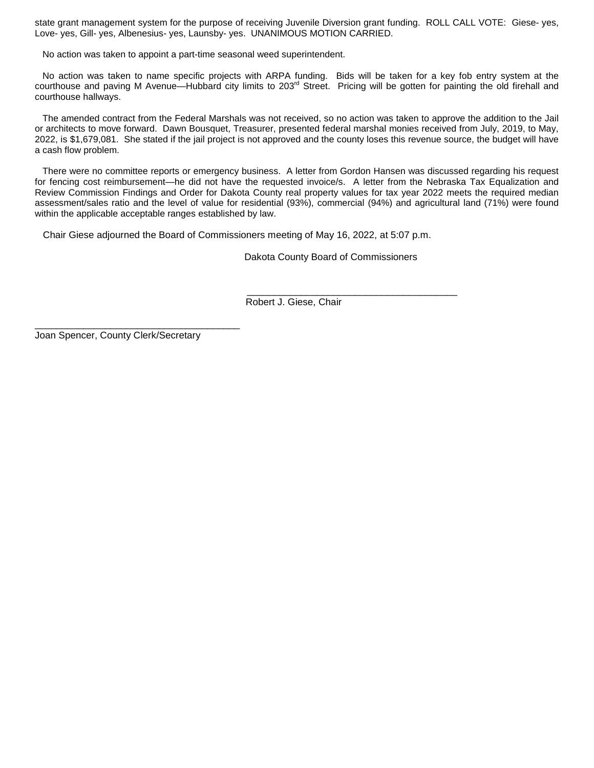state grant management system for the purpose of receiving Juvenile Diversion grant funding. ROLL CALL VOTE: Giese- yes, Love- yes, Gill- yes, Albenesius- yes, Launsby- yes. UNANIMOUS MOTION CARRIED.

No action was taken to appoint a part-time seasonal weed superintendent.

No action was taken to name specific projects with ARPA funding. Bids will be taken for a key fob entry system at the courthouse and paving M Avenue—Hubbard city limits to 203rd Street. Pricing will be gotten for painting the old firehall and courthouse hallways.

The amended contract from the Federal Marshals was not received, so no action was taken to approve the addition to the Jail or architects to move forward. Dawn Bousquet, Treasurer, presented federal marshal monies received from July, 2019, to May, 2022, is $1,679,081. She stated if the jail project is not approved and the county loses this revenue source, the budget will have a cash flow problem.

There were no committee reports or emergency business. A letter from Gordon Hansen was discussed regarding his request for fencing cost reimbursement—he did not have the requested invoice/s. A letter from the Nebraska Tax Equalization and Review Commission Findings and Order for Dakota County real property values for tax year 2022 meets the required median assessment/sales ratio and the level of value for residential (93%), commercial (94%) and agricultural land (71%) were found within the applicable acceptable ranges established by law.

Chair Giese adjourned the Board of Commissioners meeting of May 16, 2022, at 5:07 p.m.

Dakota County Board of Commissioners

\_\_\_\_\_\_\_\_\_\_\_\_\_\_\_\_\_\_\_\_\_\_\_\_\_\_\_\_\_\_\_\_\_\_\_\_\_\_\_\_
Robert J. Giese, Chair

\_\_\_\_\_\_\_\_\_\_\_\_\_\_\_\_\_\_\_\_\_\_\_\_\_\_\_\_\_\_\_\_\_\_\_\_\_\_\_\_
Joan Spencer, County Clerk/Secretary